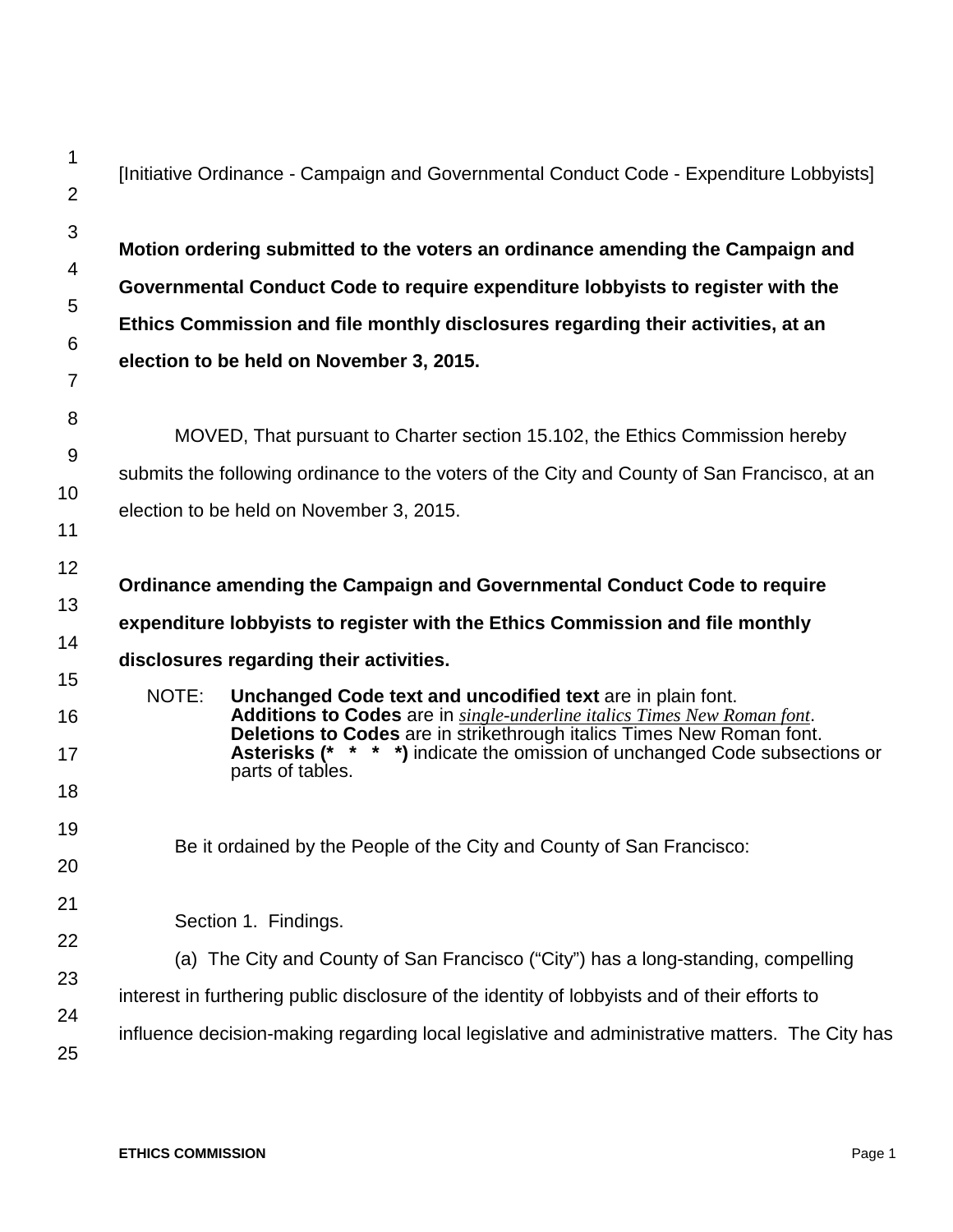[Initiative Ordinance - Campaign and Governmental Conduct Code - Expenditure Lobbyists]

**Motion ordering submitted to the voters an ordinance amending the Campaign and Governmental Conduct Code to require expenditure lobbyists to register with the Ethics Commission and file monthly disclosures regarding their activities, at an election to be held on November 3, 2015.**

MOVED, That pursuant to Charter section 15.102, the Ethics Commission hereby submits the following ordinance to the voters of the City and County of San Francisco, at an election to be held on November 3, 2015.

**Ordinance amending the Campaign and Governmental Conduct Code to require expenditure lobbyists to register with the Ethics Commission and file monthly disclosures regarding their activities.**

NOTE: **Unchanged Code text and uncodified text** are in plain font.
**Additions to Codes** are in *single-underline italics Times New Roman font*.
**Deletions to Codes** are in strikethrough italics Times New Roman font.
**Asterisks (* * * *)** indicate the omission of unchanged Code subsections or parts of tables.

Be it ordained by the People of the City and County of San Francisco:

Section 1. Findings.

(a) The City and County of San Francisco ("City") has a long-standing, compelling interest in furthering public disclosure of the identity of lobbyists and of their efforts to influence decision-making regarding local legislative and administrative matters. The City has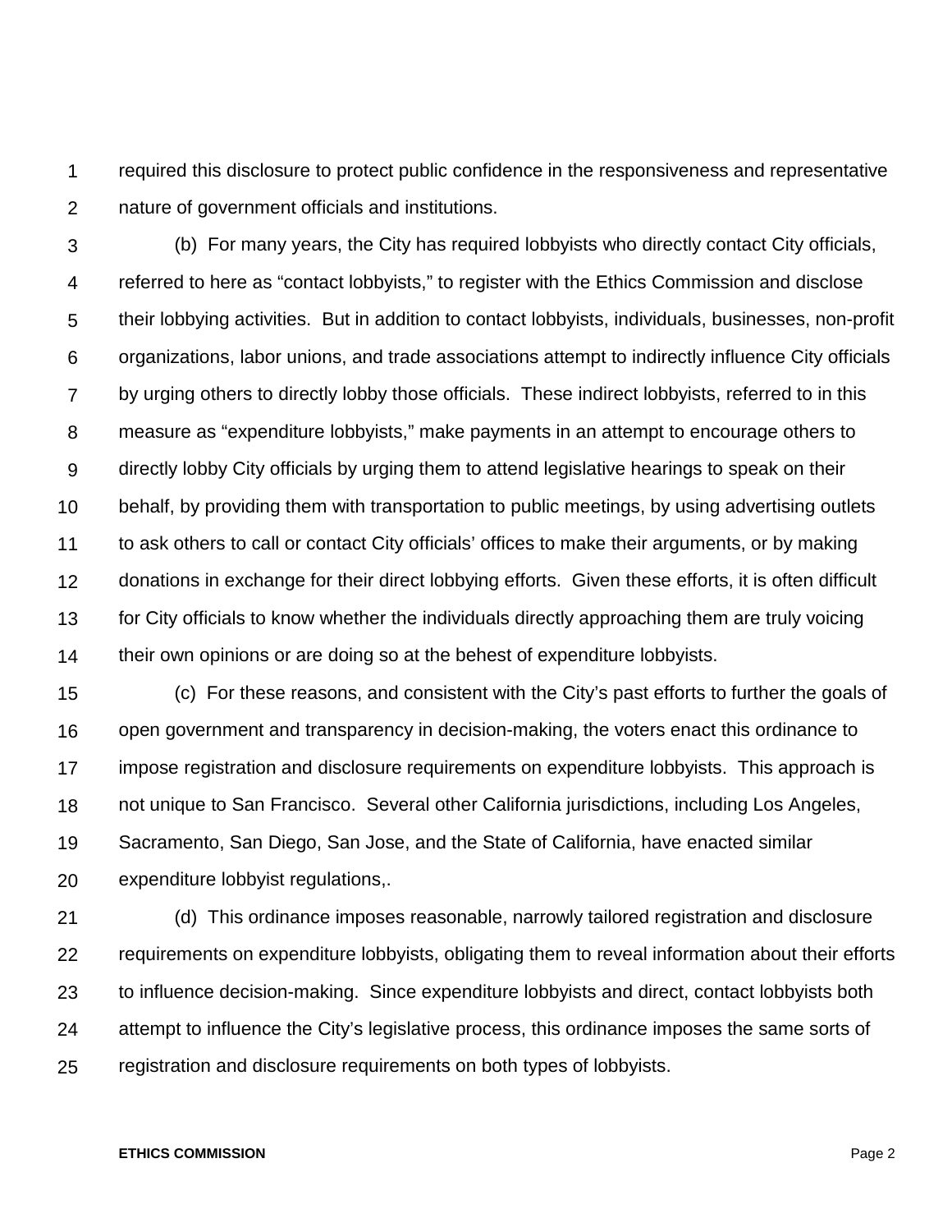required this disclosure to protect public confidence in the responsiveness and representative nature of government officials and institutions.

(b) For many years, the City has required lobbyists who directly contact City officials, referred to here as “contact lobbyists,” to register with the Ethics Commission and disclose their lobbying activities. But in addition to contact lobbyists, individuals, businesses, non-profit organizations, labor unions, and trade associations attempt to indirectly influence City officials by urging others to directly lobby those officials. These indirect lobbyists, referred to in this measure as “expenditure lobbyists,” make payments in an attempt to encourage others to directly lobby City officials by urging them to attend legislative hearings to speak on their behalf, by providing them with transportation to public meetings, by using advertising outlets to ask others to call or contact City officials’ offices to make their arguments, or by making donations in exchange for their direct lobbying efforts. Given these efforts, it is often difficult for City officials to know whether the individuals directly approaching them are truly voicing their own opinions or are doing so at the behest of expenditure lobbyists.

(c) For these reasons, and consistent with the City’s past efforts to further the goals of open government and transparency in decision-making, the voters enact this ordinance to impose registration and disclosure requirements on expenditure lobbyists. This approach is not unique to San Francisco. Several other California jurisdictions, including Los Angeles, Sacramento, San Diego, San Jose, and the State of California, have enacted similar expenditure lobbyist regulations,.

(d) This ordinance imposes reasonable, narrowly tailored registration and disclosure requirements on expenditure lobbyists, obligating them to reveal information about their efforts to influence decision-making. Since expenditure lobbyists and direct, contact lobbyists both attempt to influence the City’s legislative process, this ordinance imposes the same sorts of registration and disclosure requirements on both types of lobbyists.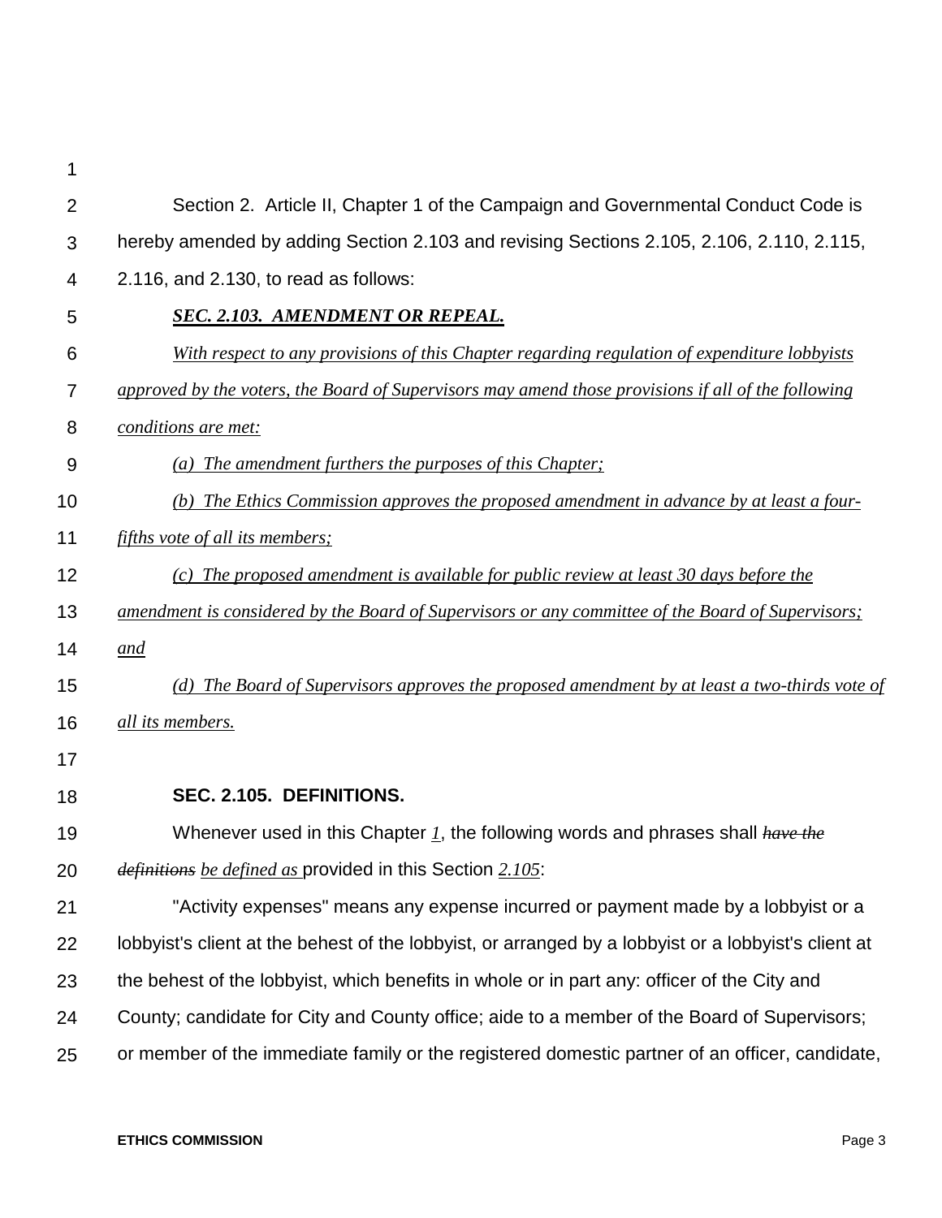Section 2. Article II, Chapter 1 of the Campaign and Governmental Conduct Code is hereby amended by adding Section 2.103 and revising Sections 2.105, 2.106, 2.110, 2.115, 2.116, and 2.130, to read as follows:

***SEC. 2.103. AMENDMENT OR REPEAL.***

*With respect to any provisions of this Chapter regarding regulation of expenditure lobbyists approved by the voters, the Board of Supervisors may amend those provisions if all of the following conditions are met:*

*(a) The amendment furthers the purposes of this Chapter;*

*(b) The Ethics Commission approves the proposed amendment in advance by at least a four-fifths vote of all its members;*

*(c) The proposed amendment is available for public review at least 30 days before the amendment is considered by the Board of Supervisors or any committee of the Board of Supervisors; and*

*(d) The Board of Supervisors approves the proposed amendment by at least a two-thirds vote of all its members.*

**SEC. 2.105. DEFINITIONS.**

Whenever used in this Chapter *1*, the following words and phrases shall ~~*have the definitions*~~ *be defined as* provided in this Section *2.105*:

"Activity expenses" means any expense incurred or payment made by a lobbyist or a lobbyist's client at the behest of the lobbyist, or arranged by a lobbyist or a lobbyist's client at the behest of the lobbyist, which benefits in whole or in part any: officer of the City and County; candidate for City and County office; aide to a member of the Board of Supervisors; or member of the immediate family or the registered domestic partner of an officer, candidate,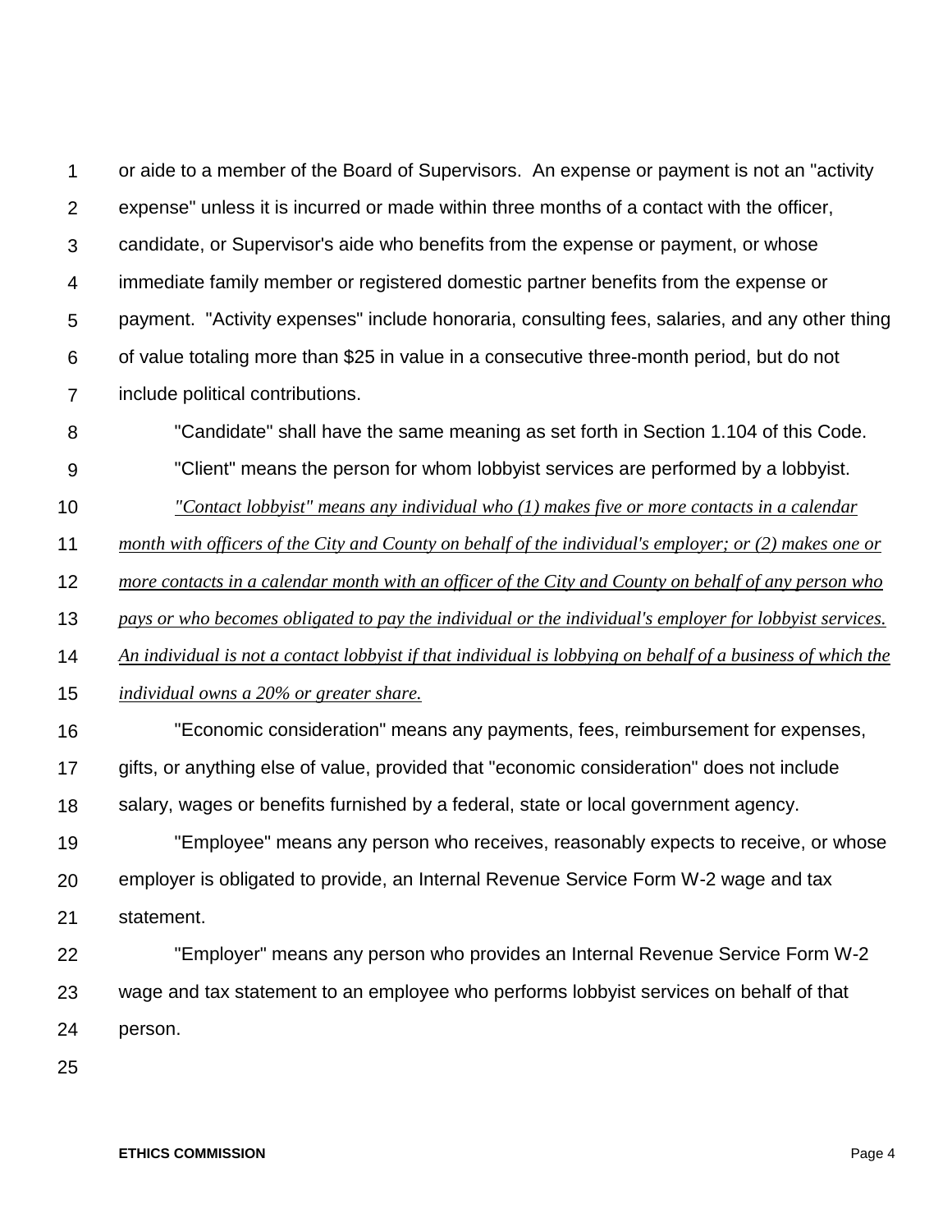or aide to a member of the Board of Supervisors. An expense or payment is not an "activity expense" unless it is incurred or made within three months of a contact with the officer, candidate, or Supervisor's aide who benefits from the expense or payment, or whose immediate family member or registered domestic partner benefits from the expense or payment. "Activity expenses" include honoraria, consulting fees, salaries, and any other thing of value totaling more than $25 in value in a consecutive three-month period, but do not include political contributions.

"Candidate" shall have the same meaning as set forth in Section 1.104 of this Code.

"Client" means the person for whom lobbyist services are performed by a lobbyist.

*"Contact lobbyist" means any individual who (1) makes five or more contacts in a calendar month with officers of the City and County on behalf of the individual's employer; or (2) makes one or more contacts in a calendar month with an officer of the City and County on behalf of any person who pays or who becomes obligated to pay the individual or the individual's employer for lobbyist services. An individual is not a contact lobbyist if that individual is lobbying on behalf of a business of which the individual owns a 20% or greater share.*

"Economic consideration" means any payments, fees, reimbursement for expenses, gifts, or anything else of value, provided that "economic consideration" does not include salary, wages or benefits furnished by a federal, state or local government agency.

"Employee" means any person who receives, reasonably expects to receive, or whose employer is obligated to provide, an Internal Revenue Service Form W-2 wage and tax statement.

"Employer" means any person who provides an Internal Revenue Service Form W-2 wage and tax statement to an employee who performs lobbyist services on behalf of that person.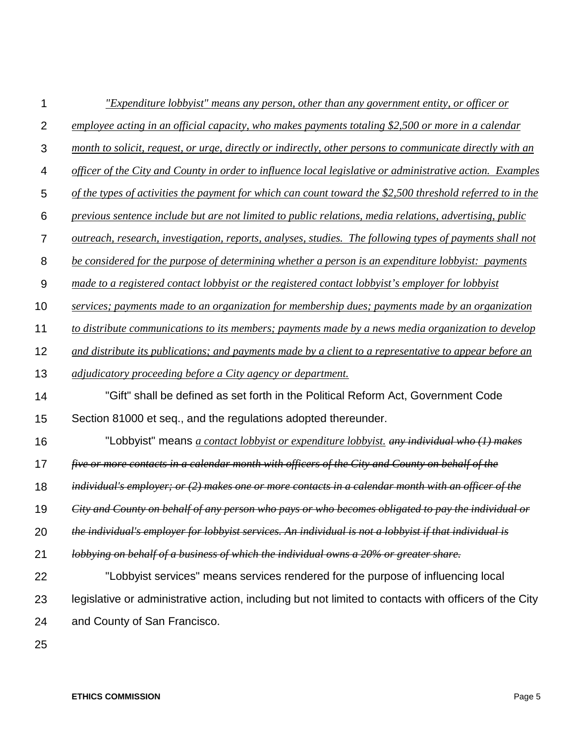*"Expenditure lobbyist" means any person, other than any government entity, or officer or employee acting in an official capacity, who makes payments totaling $2,500 or more in a calendar month to solicit, request, or urge, directly or indirectly, other persons to communicate directly with an officer of the City and County in order to influence local legislative or administrative action. Examples of the types of activities the payment for which can count toward the $2,500 threshold referred to in the previous sentence include but are not limited to public relations, media relations, advertising, public outreach, research, investigation, reports, analyses, studies. The following types of payments shall not be considered for the purpose of determining whether a person is an expenditure lobbyist: payments made to a registered contact lobbyist or the registered contact lobbyist's employer for lobbyist services; payments made to an organization for membership dues; payments made by an organization to distribute communications to its members; payments made by a news media organization to develop and distribute its publications; and payments made by a client to a representative to appear before an adjudicatory proceeding before a City agency or department.*

"Gift" shall be defined as set forth in the Political Reform Act, Government Code Section 81000 et seq., and the regulations adopted thereunder.

"Lobbyist" means *a contact lobbyist or expenditure lobbyist.* ~~*any individual who (1) makes five or more contacts in a calendar month with officers of the City and County on behalf of the individual's employer; or (2) makes one or more contacts in a calendar month with an officer of the City and County on behalf of any person who pays or who becomes obligated to pay the individual or the individual's employer for lobbyist services. An individual is not a lobbyist if that individual is lobbying on behalf of a business of which the individual owns a 20% or greater share.*~~

"Lobbyist services" means services rendered for the purpose of influencing local legislative or administrative action, including but not limited to contacts with officers of the City and County of San Francisco.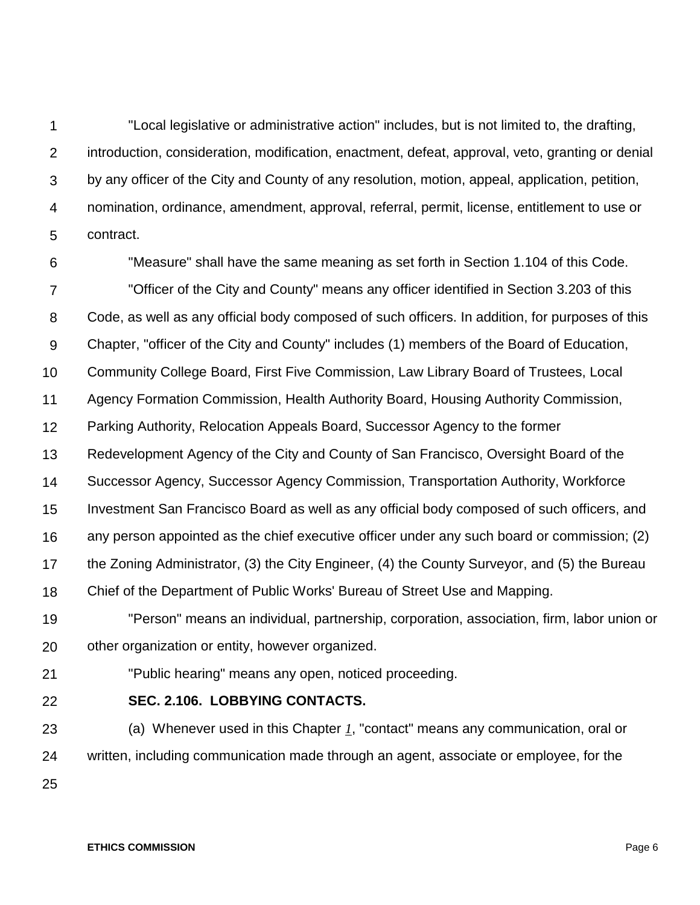"Local legislative or administrative action" includes, but is not limited to, the drafting, introduction, consideration, modification, enactment, defeat, approval, veto, granting or denial by any officer of the City and County of any resolution, motion, appeal, application, petition, nomination, ordinance, amendment, approval, referral, permit, license, entitlement to use or contract.

"Measure" shall have the same meaning as set forth in Section 1.104 of this Code.

"Officer of the City and County" means any officer identified in Section 3.203 of this Code, as well as any official body composed of such officers. In addition, for purposes of this Chapter, "officer of the City and County" includes (1) members of the Board of Education, Community College Board, First Five Commission, Law Library Board of Trustees, Local Agency Formation Commission, Health Authority Board, Housing Authority Commission, Parking Authority, Relocation Appeals Board, Successor Agency to the former Redevelopment Agency of the City and County of San Francisco, Oversight Board of the Successor Agency, Successor Agency Commission, Transportation Authority, Workforce Investment San Francisco Board as well as any official body composed of such officers, and any person appointed as the chief executive officer under any such board or commission; (2) the Zoning Administrator, (3) the City Engineer, (4) the County Surveyor, and (5) the Bureau Chief of the Department of Public Works' Bureau of Street Use and Mapping.

"Person" means an individual, partnership, corporation, association, firm, labor union or other organization or entity, however organized.

"Public hearing" means any open, noticed proceeding.

**SEC. 2.106. LOBBYING CONTACTS.**

(a) Whenever used in this Chapter *1*, "contact" means any communication, oral or written, including communication made through an agent, associate or employee, for the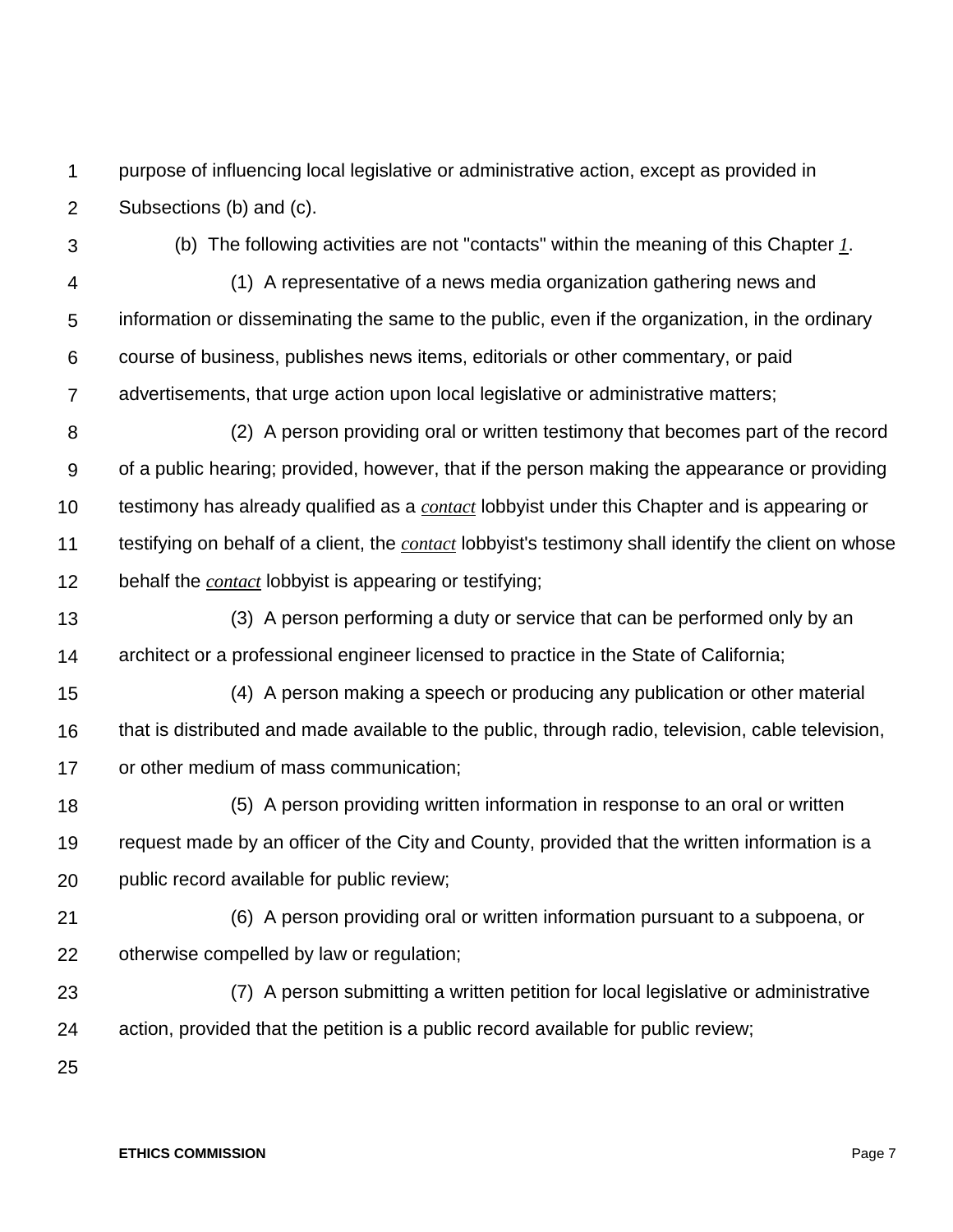purpose of influencing local legislative or administrative action, except as provided in Subsections (b) and (c).

(b) The following activities are not "contacts" within the meaning of this Chapter *1*.

(1) A representative of a news media organization gathering news and information or disseminating the same to the public, even if the organization, in the ordinary course of business, publishes news items, editorials or other commentary, or paid advertisements, that urge action upon local legislative or administrative matters;

(2) A person providing oral or written testimony that becomes part of the record of a public hearing; provided, however, that if the person making the appearance or providing testimony has already qualified as a *contact* lobbyist under this Chapter and is appearing or testifying on behalf of a client, the *contact* lobbyist's testimony shall identify the client on whose behalf the *contact* lobbyist is appearing or testifying;

(3) A person performing a duty or service that can be performed only by an architect or a professional engineer licensed to practice in the State of California;

(4) A person making a speech or producing any publication or other material that is distributed and made available to the public, through radio, television, cable television, or other medium of mass communication;

(5) A person providing written information in response to an oral or written request made by an officer of the City and County, provided that the written information is a public record available for public review;

(6) A person providing oral or written information pursuant to a subpoena, or otherwise compelled by law or regulation;

(7) A person submitting a written petition for local legislative or administrative action, provided that the petition is a public record available for public review;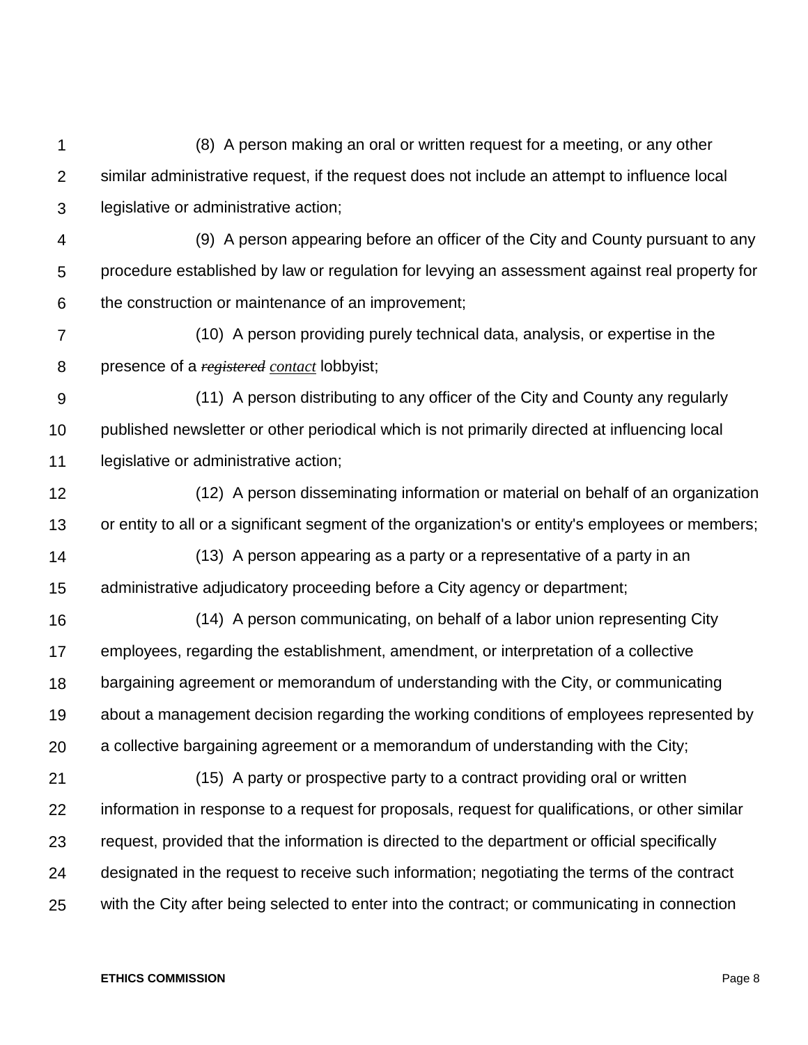(8) A person making an oral or written request for a meeting, or any other similar administrative request, if the request does not include an attempt to influence local legislative or administrative action;

(9) A person appearing before an officer of the City and County pursuant to any procedure established by law or regulation for levying an assessment against real property for the construction or maintenance of an improvement;

(10) A person providing purely technical data, analysis, or expertise in the presence of a ~~*registered*~~ *contact* lobbyist;

(11) A person distributing to any officer of the City and County any regularly published newsletter or other periodical which is not primarily directed at influencing local legislative or administrative action;

(12) A person disseminating information or material on behalf of an organization or entity to all or a significant segment of the organization's or entity's employees or members;

(13) A person appearing as a party or a representative of a party in an administrative adjudicatory proceeding before a City agency or department;

(14) A person communicating, on behalf of a labor union representing City employees, regarding the establishment, amendment, or interpretation of a collective bargaining agreement or memorandum of understanding with the City, or communicating about a management decision regarding the working conditions of employees represented by a collective bargaining agreement or a memorandum of understanding with the City;

(15) A party or prospective party to a contract providing oral or written information in response to a request for proposals, request for qualifications, or other similar request, provided that the information is directed to the department or official specifically designated in the request to receive such information; negotiating the terms of the contract with the City after being selected to enter into the contract; or communicating in connection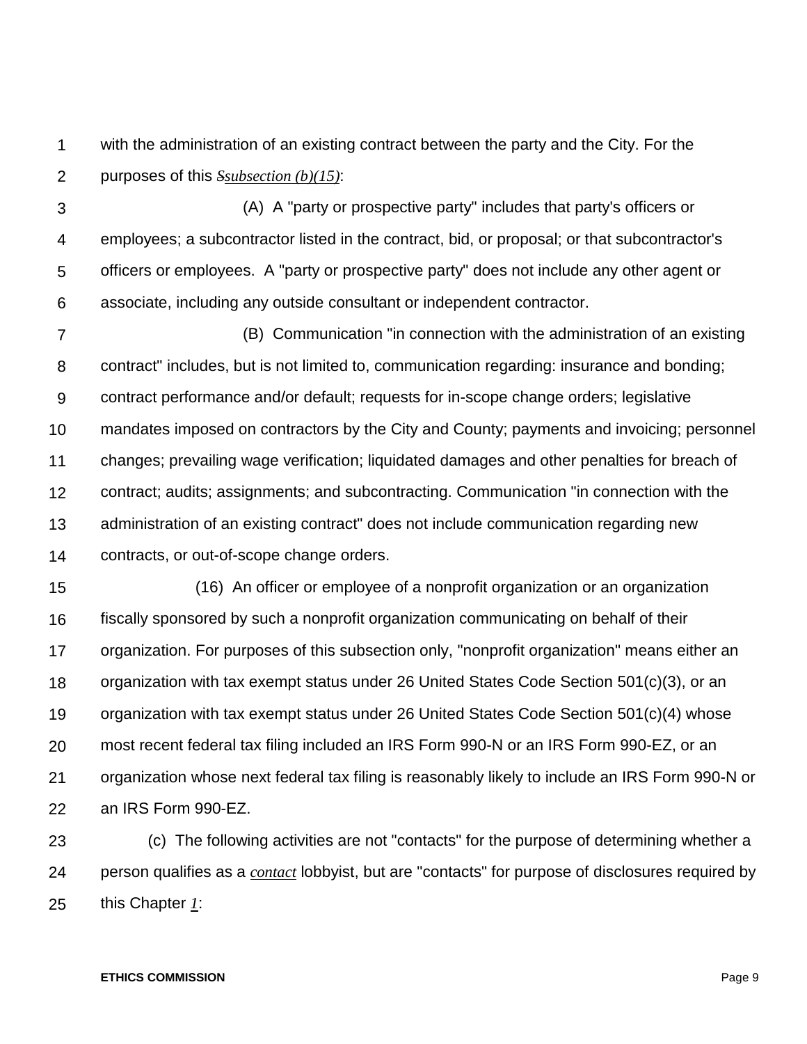with the administration of an existing contract between the party and the City. For the purposes of this ~~S~~*subsection (b)(15)*:

(A) A "party or prospective party" includes that party's officers or employees; a subcontractor listed in the contract, bid, or proposal; or that subcontractor's officers or employees. A "party or prospective party" does not include any other agent or associate, including any outside consultant or independent contractor.

(B) Communication "in connection with the administration of an existing contract" includes, but is not limited to, communication regarding: insurance and bonding; contract performance and/or default; requests for in-scope change orders; legislative mandates imposed on contractors by the City and County; payments and invoicing; personnel changes; prevailing wage verification; liquidated damages and other penalties for breach of contract; audits; assignments; and subcontracting. Communication "in connection with the administration of an existing contract" does not include communication regarding new contracts, or out-of-scope change orders.

(16) An officer or employee of a nonprofit organization or an organization fiscally sponsored by such a nonprofit organization communicating on behalf of their organization. For purposes of this subsection only, "nonprofit organization" means either an organization with tax exempt status under 26 United States Code Section 501(c)(3), or an organization with tax exempt status under 26 United States Code Section 501(c)(4) whose most recent federal tax filing included an IRS Form 990-N or an IRS Form 990-EZ, or an organization whose next federal tax filing is reasonably likely to include an IRS Form 990-N or an IRS Form 990-EZ.

(c) The following activities are not "contacts" for the purpose of determining whether a person qualifies as a *contact* lobbyist, but are "contacts" for purpose of disclosures required by this Chapter *1*: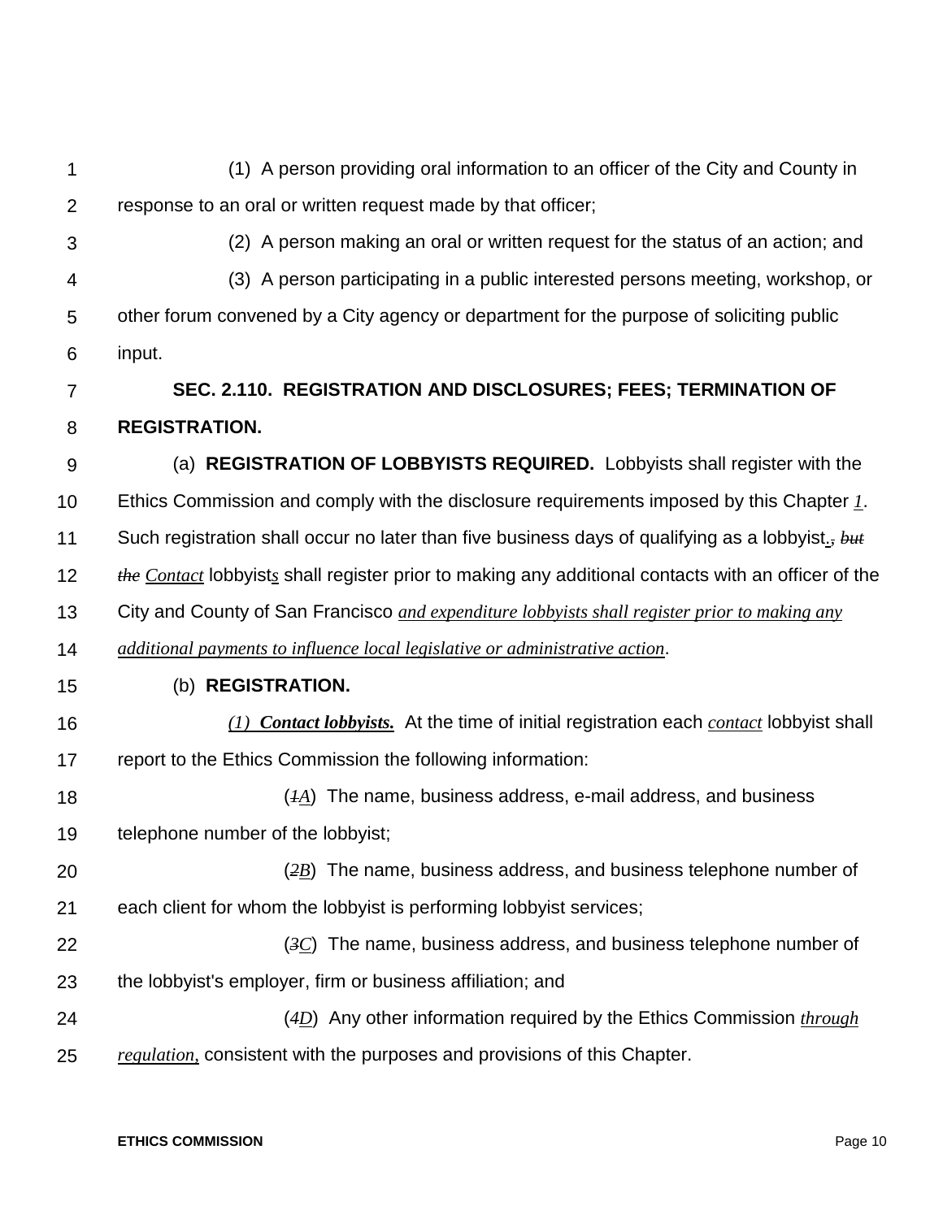(1) A person providing oral information to an officer of the City and County in response to an oral or written request made by that officer;

(2) A person making an oral or written request for the status of an action; and

(3) A person participating in a public interested persons meeting, workshop, or other forum convened by a City agency or department for the purpose of soliciting public input.

**SEC. 2.110. REGISTRATION AND DISCLOSURES; FEES; TERMINATION OF REGISTRATION.**

(a) **REGISTRATION OF LOBBYISTS REQUIRED.** Lobbyists shall register with the Ethics Commission and comply with the disclosure requirements imposed by this Chapter *1*. Such registration shall occur no later than five business days of qualifying as a lobbyist.~~, *but the*~~ *Contact* lobbyist*s* shall register prior to making any additional contacts with an officer of the City and County of San Francisco *and expenditure lobbyists shall register prior to making any additional payments to influence local legislative or administrative action*.

(b) **REGISTRATION.**

***(1) Contact lobbyists.*** At the time of initial registration each *contact* lobbyist shall report to the Ethics Commission the following information:

(~~*1*~~*A*) The name, business address, e-mail address, and business telephone number of the lobbyist;

(~~*2*~~*B*) The name, business address, and business telephone number of each client for whom the lobbyist is performing lobbyist services;

(~~*3*~~*C*) The name, business address, and business telephone number of the lobbyist's employer, firm or business affiliation; and

(~~*4*~~*D*) Any other information required by the Ethics Commission *through regulation,* consistent with the purposes and provisions of this Chapter.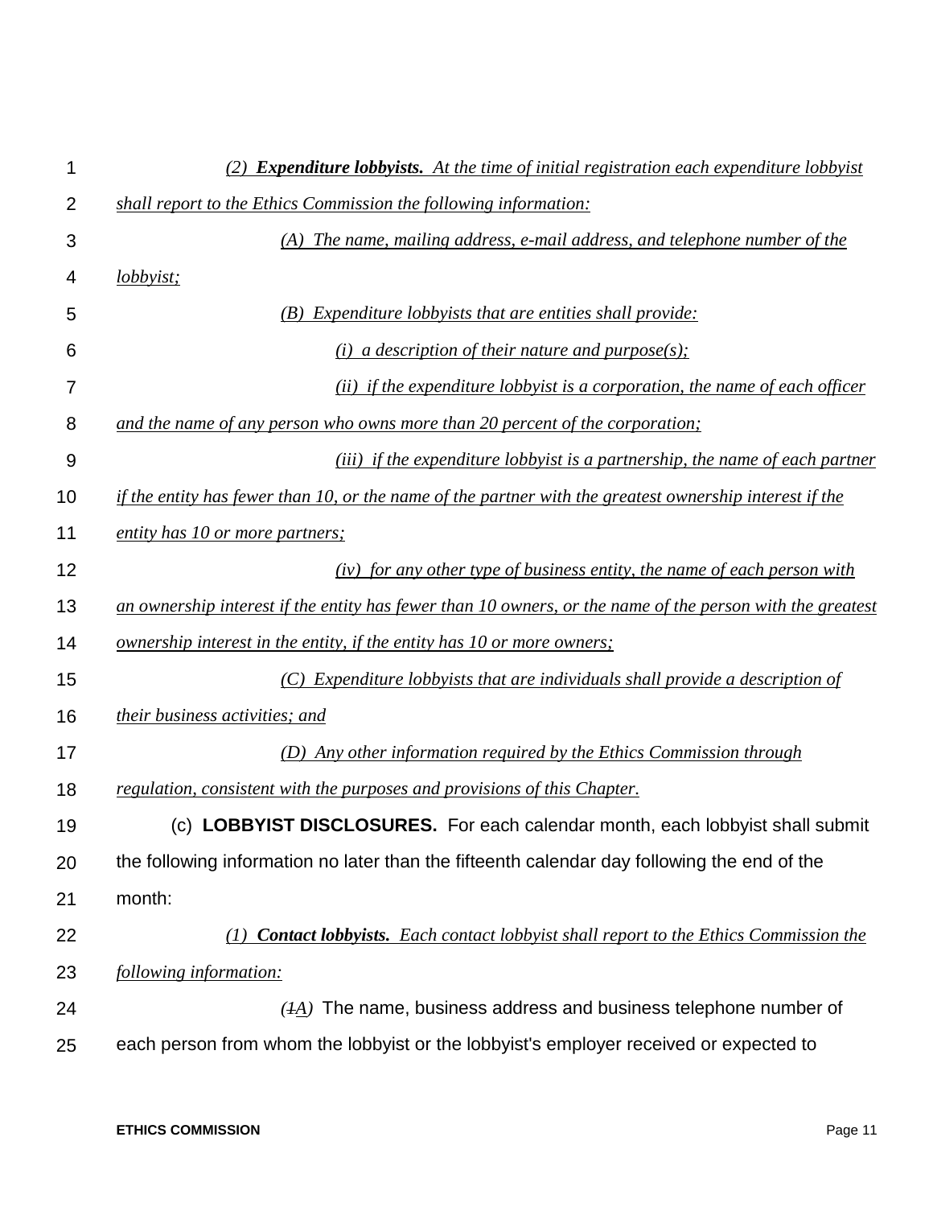*(2) **Expenditure lobbyists.** At the time of initial registration each expenditure lobbyist shall report to the Ethics Commission the following information:*

*(A) The name, mailing address, e-mail address, and telephone number of the lobbyist;*

*(B) Expenditure lobbyists that are entities shall provide:*

*(i) a description of their nature and purpose(s);*

*(ii) if the expenditure lobbyist is a corporation, the name of each officer and the name of any person who owns more than 20 percent of the corporation;*

*(iii) if the expenditure lobbyist is a partnership, the name of each partner if the entity has fewer than 10, or the name of the partner with the greatest ownership interest if the entity has 10 or more partners;*

*(iv) for any other type of business entity, the name of each person with an ownership interest if the entity has fewer than 10 owners, or the name of the person with the greatest ownership interest in the entity, if the entity has 10 or more owners;*

*(C) Expenditure lobbyists that are individuals shall provide a description of their business activities; and*

*(D) Any other information required by the Ethics Commission through regulation, consistent with the purposes and provisions of this Chapter.*

(c) **LOBBYIST DISCLOSURES.** For each calendar month, each lobbyist shall submit the following information no later than the fifteenth calendar day following the end of the month:

*(1) **Contact lobbyists.** Each contact lobbyist shall report to the Ethics Commission the following information:*

*(~~1~~A)* The name, business address and business telephone number of each person from whom the lobbyist or the lobbyist's employer received or expected to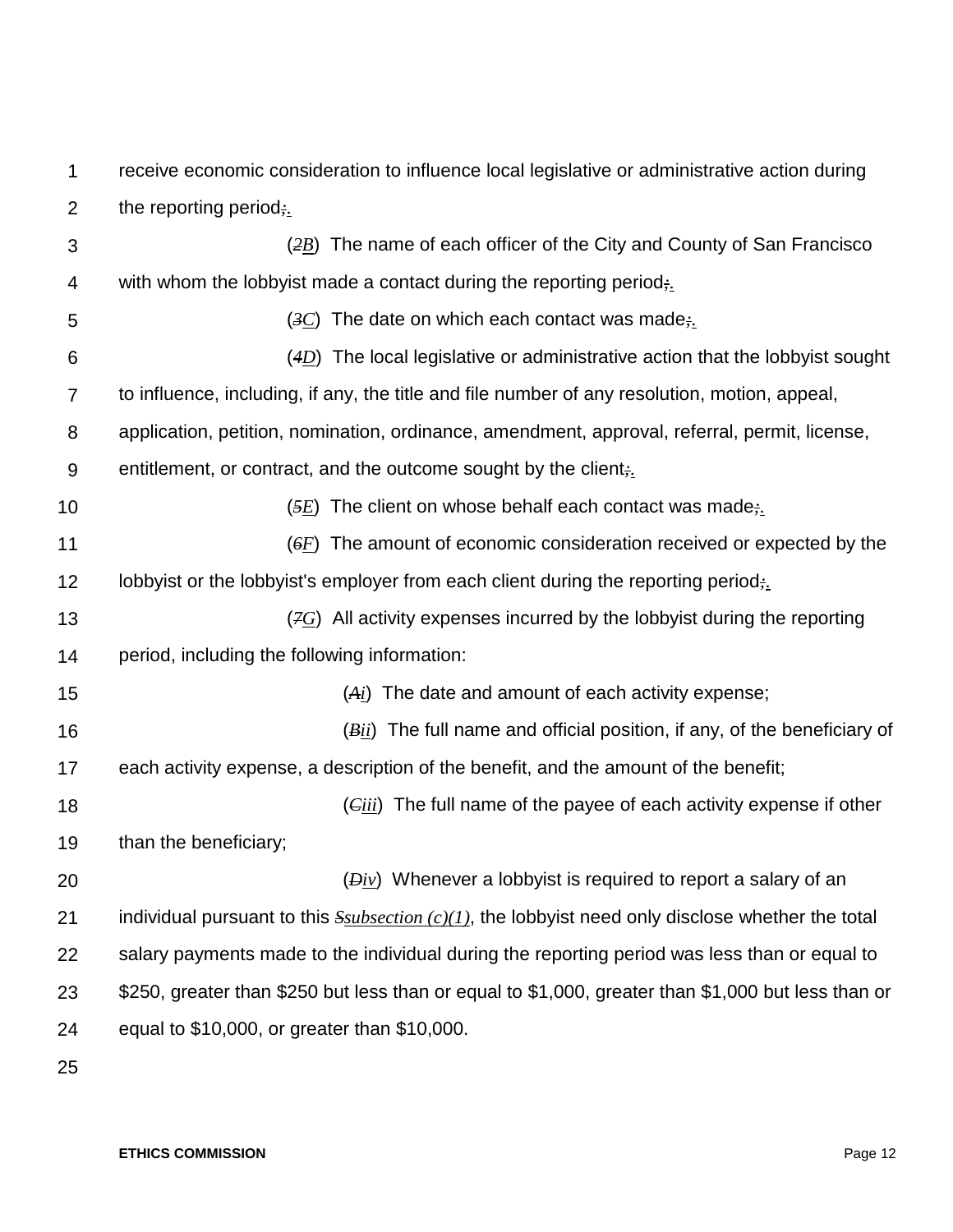receive economic consideration to influence local legislative or administrative action during the reporting period;.

(~~2~~B) The name of each officer of the City and County of San Francisco with whom the lobbyist made a contact during the reporting period;.

(~~3~~C) The date on which each contact was made;.

(~~4~~D) The local legislative or administrative action that the lobbyist sought to influence, including, if any, the title and file number of any resolution, motion, appeal, application, petition, nomination, ordinance, amendment, approval, referral, permit, license, entitlement, or contract, and the outcome sought by the client;.

(~~5~~E) The client on whose behalf each contact was made;.

(~~6~~F) The amount of economic consideration received or expected by the lobbyist or the lobbyist's employer from each client during the reporting period;.

(~~7~~G) All activity expenses incurred by the lobbyist during the reporting period, including the following information:

(~~A~~i) The date and amount of each activity expense;

(~~B~~ii) The full name and official position, if any, of the beneficiary of each activity expense, a description of the benefit, and the amount of the benefit;

(~~C~~iii) The full name of the payee of each activity expense if other than the beneficiary;

(~~D~~iv) Whenever a lobbyist is required to report a salary of an individual pursuant to this ~~S~~*subsection (c)(1)*, the lobbyist need only disclose whether the total salary payments made to the individual during the reporting period was less than or equal to $250, greater than $250 but less than or equal to $1,000, greater than $1,000 but less than or equal to $10,000, or greater than $10,000.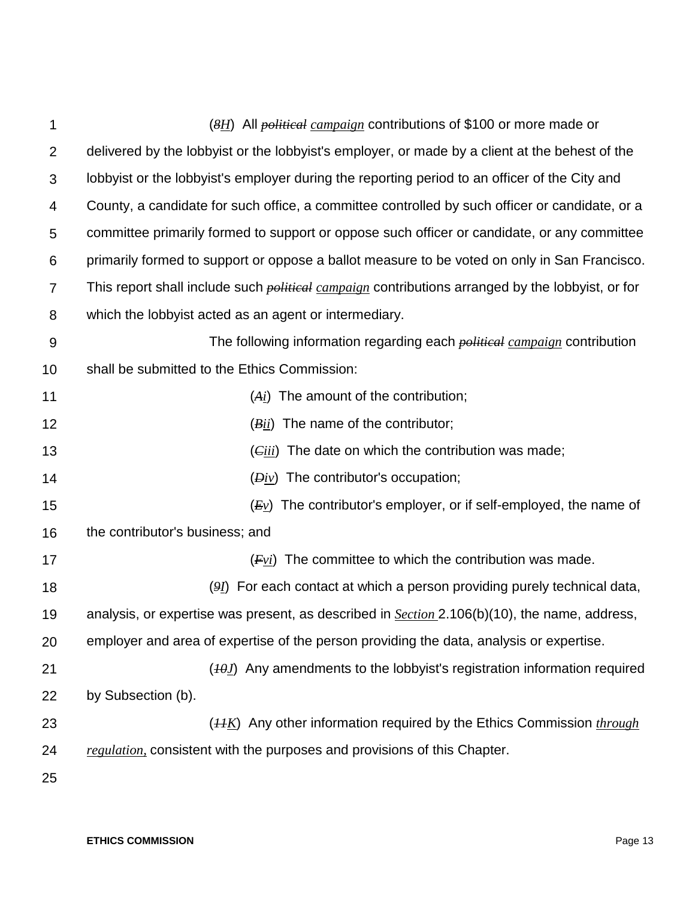(~~*8*~~*H*) All ~~*political*~~ *campaign* contributions of $100 or more made or delivered by the lobbyist or the lobbyist's employer, or made by a client at the behest of the lobbyist or the lobbyist's employer during the reporting period to an officer of the City and County, a candidate for such office, a committee controlled by such officer or candidate, or a committee primarily formed to support or oppose such officer or candidate, or any committee primarily formed to support or oppose a ballot measure to be voted on only in San Francisco. This report shall include such ~~*political*~~ *campaign* contributions arranged by the lobbyist, or for which the lobbyist acted as an agent or intermediary.

The following information regarding each ~~*political*~~ *campaign* contribution shall be submitted to the Ethics Commission:

(~~*A*~~*i*) The amount of the contribution;

(~~*B*~~*ii*) The name of the contributor;

(~~*C*~~*iii*) The date on which the contribution was made;

(~~*D*~~*iv*) The contributor's occupation;

(~~*E*~~*v*) The contributor's employer, or if self-employed, the name of the contributor's business; and

(~~*F*~~*vi*) The committee to which the contribution was made.

(~~*9*~~*I*) For each contact at which a person providing purely technical data, analysis, or expertise was present, as described in *Section* 2.106(b)(10), the name, address, employer and area of expertise of the person providing the data, analysis or expertise.

(~~*10*~~*J*) Any amendments to the lobbyist's registration information required by Subsection (b).

(~~*11*~~*K*) Any other information required by the Ethics Commission *through regulation,* consistent with the purposes and provisions of this Chapter.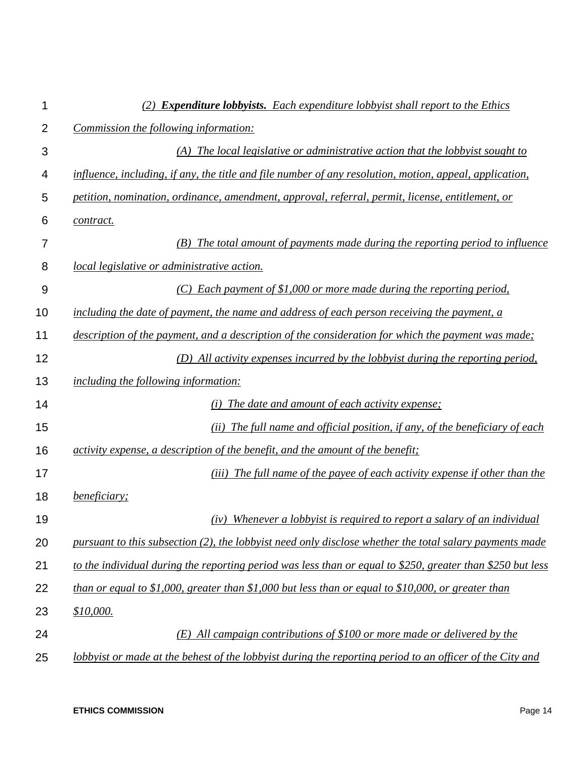*(2) **Expenditure lobbyists.** Each expenditure lobbyist shall report to the Ethics Commission the following information:*

*(A) The local legislative or administrative action that the lobbyist sought to influence, including, if any, the title and file number of any resolution, motion, appeal, application, petition, nomination, ordinance, amendment, approval, referral, permit, license, entitlement, or contract.*

*(B) The total amount of payments made during the reporting period to influence local legislative or administrative action.*

*(C) Each payment of $1,000 or more made during the reporting period, including the date of payment, the name and address of each person receiving the payment, a description of the payment, and a description of the consideration for which the payment was made;*

*(D) All activity expenses incurred by the lobbyist during the reporting period, including the following information:*

*(i) The date and amount of each activity expense;*

*(ii) The full name and official position, if any, of the beneficiary of each activity expense, a description of the benefit, and the amount of the benefit;*

*(iii) The full name of the payee of each activity expense if other than the beneficiary;*

*(iv) Whenever a lobbyist is required to report a salary of an individual pursuant to this subsection (2), the lobbyist need only disclose whether the total salary payments made to the individual during the reporting period was less than or equal to $250, greater than $250 but less than or equal to $1,000, greater than $1,000 but less than or equal to $10,000, or greater than $10,000.*

*(E) All campaign contributions of $100 or more made or delivered by the lobbyist or made at the behest of the lobbyist during the reporting period to an officer of the City and*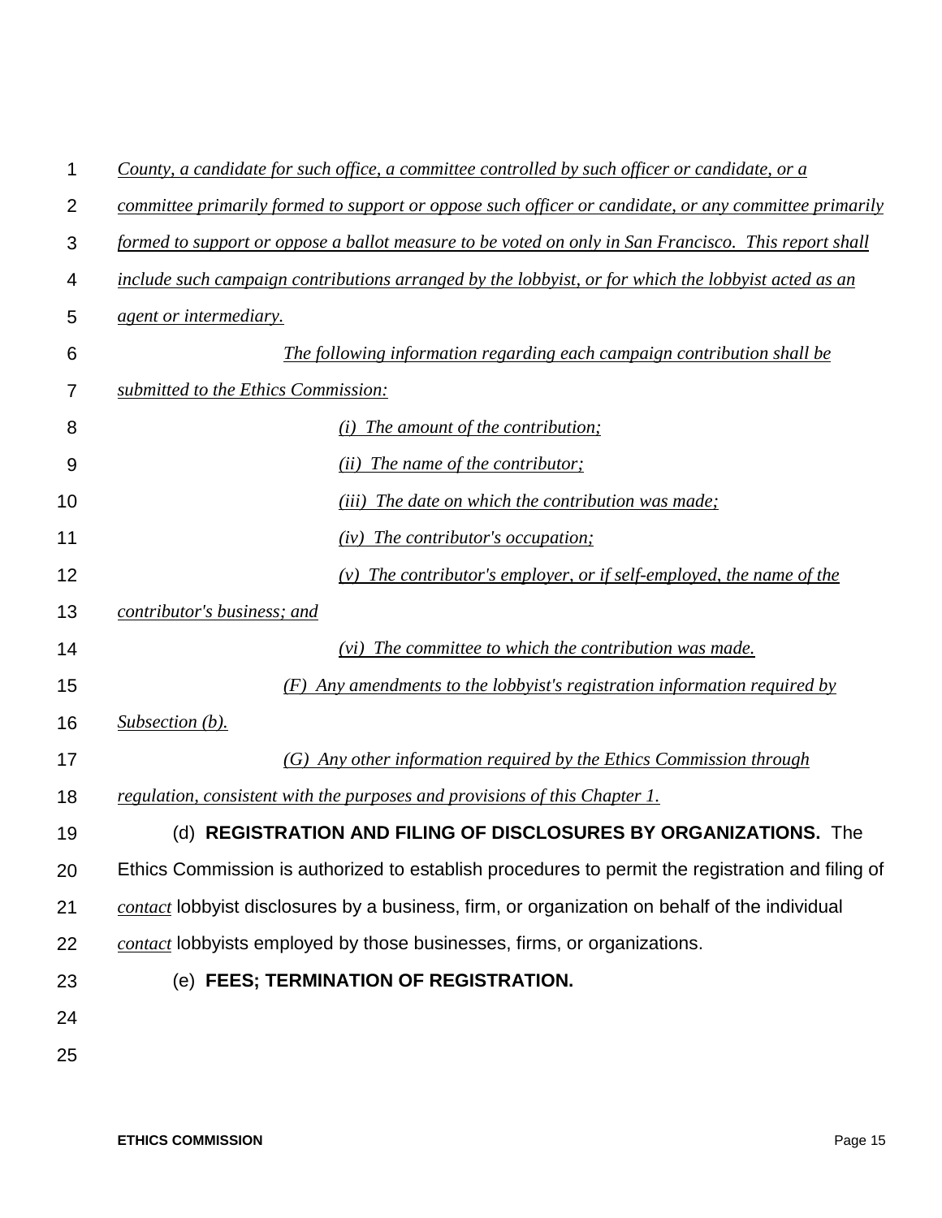*County, a candidate for such office, a committee controlled by such officer or candidate, or a committee primarily formed to support or oppose such officer or candidate, or any committee primarily formed to support or oppose a ballot measure to be voted on only in San Francisco. This report shall include such campaign contributions arranged by the lobbyist, or for which the lobbyist acted as an agent or intermediary.*

*The following information regarding each campaign contribution shall be submitted to the Ethics Commission:*

*(i) The amount of the contribution;*

*(ii) The name of the contributor;*

*(iii) The date on which the contribution was made;*

*(iv) The contributor's occupation;*

*(v) The contributor's employer, or if self-employed, the name of the contributor's business; and*

*(vi) The committee to which the contribution was made.*

*(F) Any amendments to the lobbyist's registration information required by Subsection (b).*

*(G) Any other information required by the Ethics Commission through regulation, consistent with the purposes and provisions of this Chapter 1.*

(d) **REGISTRATION AND FILING OF DISCLOSURES BY ORGANIZATIONS.** The Ethics Commission is authorized to establish procedures to permit the registration and filing of *contact* lobbyist disclosures by a business, firm, or organization on behalf of the individual *contact* lobbyists employed by those businesses, firms, or organizations.

(e) **FEES; TERMINATION OF REGISTRATION.**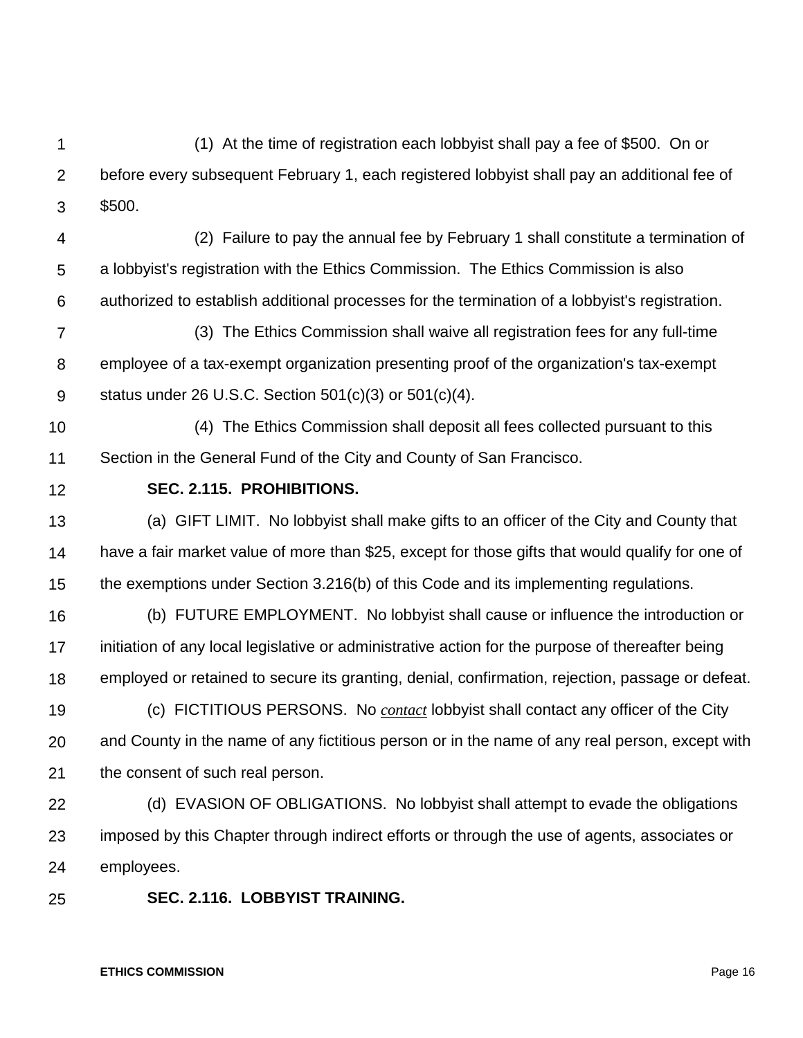(1) At the time of registration each lobbyist shall pay a fee of $500. On or before every subsequent February 1, each registered lobbyist shall pay an additional fee of $500.

(2) Failure to pay the annual fee by February 1 shall constitute a termination of a lobbyist's registration with the Ethics Commission. The Ethics Commission is also authorized to establish additional processes for the termination of a lobbyist's registration.

(3) The Ethics Commission shall waive all registration fees for any full-time employee of a tax-exempt organization presenting proof of the organization's tax-exempt status under 26 U.S.C. Section 501(c)(3) or 501(c)(4).

(4) The Ethics Commission shall deposit all fees collected pursuant to this Section in the General Fund of the City and County of San Francisco.

**SEC. 2.115. PROHIBITIONS.**

(a) GIFT LIMIT. No lobbyist shall make gifts to an officer of the City and County that have a fair market value of more than $25, except for those gifts that would qualify for one of the exemptions under Section 3.216(b) of this Code and its implementing regulations.

(b) FUTURE EMPLOYMENT. No lobbyist shall cause or influence the introduction or initiation of any local legislative or administrative action for the purpose of thereafter being employed or retained to secure its granting, denial, confirmation, rejection, passage or defeat.

(c) FICTITIOUS PERSONS. No <u>*contact*</u> lobbyist shall contact any officer of the City and County in the name of any fictitious person or in the name of any real person, except with the consent of such real person.

(d) EVASION OF OBLIGATIONS. No lobbyist shall attempt to evade the obligations imposed by this Chapter through indirect efforts or through the use of agents, associates or employees.

**SEC. 2.116. LOBBYIST TRAINING.**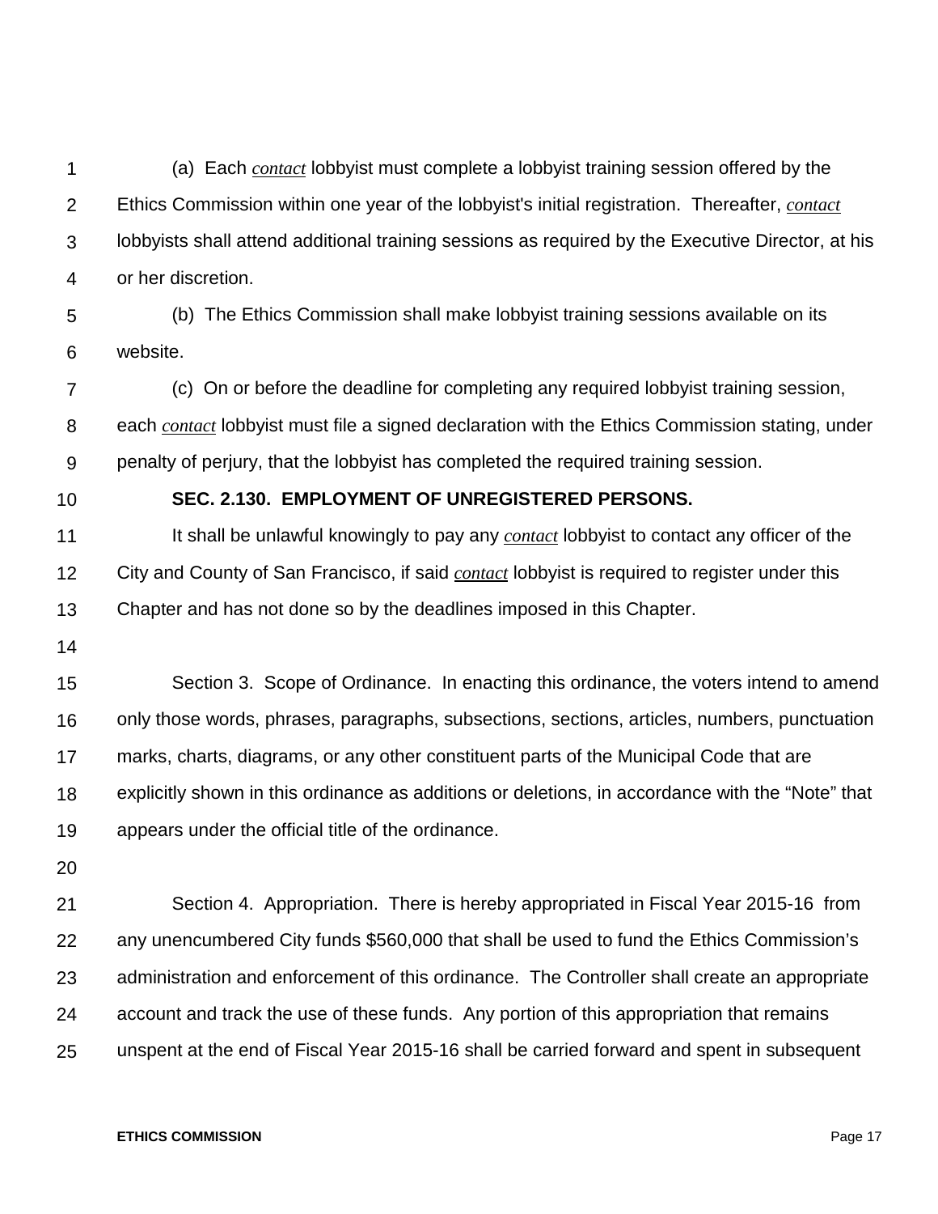(a) Each *contact* lobbyist must complete a lobbyist training session offered by the Ethics Commission within one year of the lobbyist's initial registration. Thereafter, *contact* lobbyists shall attend additional training sessions as required by the Executive Director, at his or her discretion.

(b) The Ethics Commission shall make lobbyist training sessions available on its website.

(c) On or before the deadline for completing any required lobbyist training session, each *contact* lobbyist must file a signed declaration with the Ethics Commission stating, under penalty of perjury, that the lobbyist has completed the required training session.

**SEC. 2.130. EMPLOYMENT OF UNREGISTERED PERSONS.**

It shall be unlawful knowingly to pay any *contact* lobbyist to contact any officer of the City and County of San Francisco, if said *contact* lobbyist is required to register under this Chapter and has not done so by the deadlines imposed in this Chapter.

Section 3. Scope of Ordinance. In enacting this ordinance, the voters intend to amend only those words, phrases, paragraphs, subsections, sections, articles, numbers, punctuation marks, charts, diagrams, or any other constituent parts of the Municipal Code that are explicitly shown in this ordinance as additions or deletions, in accordance with the “Note” that appears under the official title of the ordinance.

Section 4. Appropriation. There is hereby appropriated in Fiscal Year 2015-16 from any unencumbered City funds $560,000 that shall be used to fund the Ethics Commission’s administration and enforcement of this ordinance. The Controller shall create an appropriate account and track the use of these funds. Any portion of this appropriation that remains unspent at the end of Fiscal Year 2015-16 shall be carried forward and spent in subsequent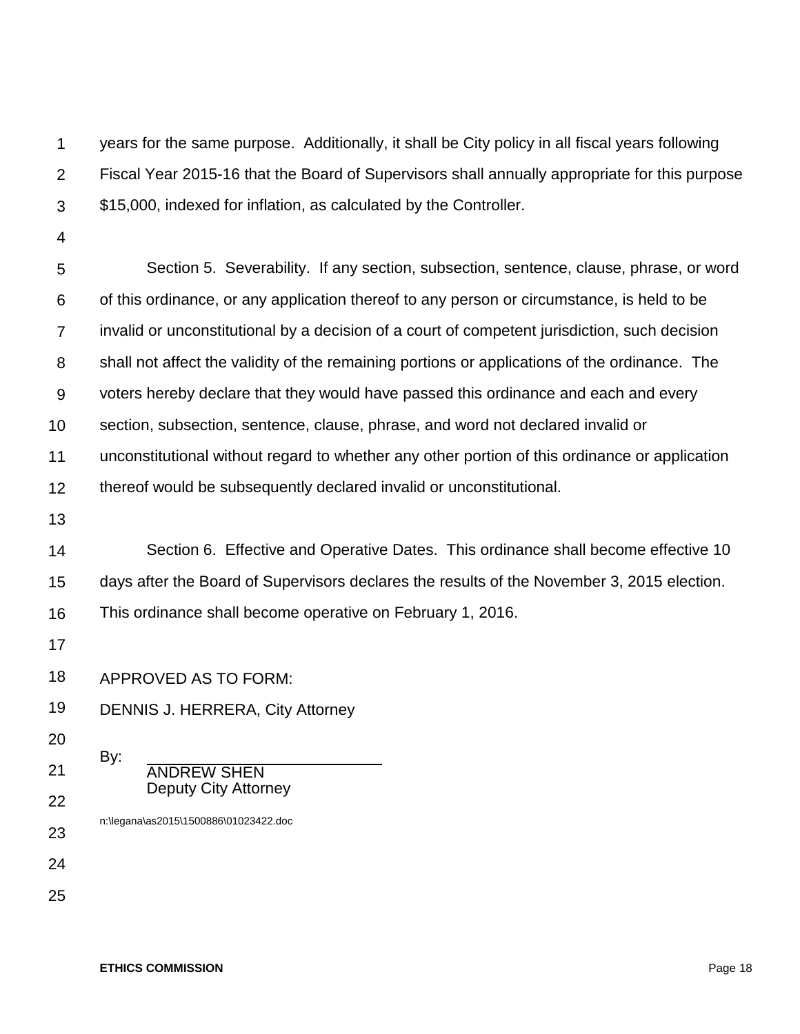years for the same purpose. Additionally, it shall be City policy in all fiscal years following Fiscal Year 2015-16 that the Board of Supervisors shall annually appropriate for this purpose $15,000, indexed for inflation, as calculated by the Controller.

Section 5. Severability. If any section, subsection, sentence, clause, phrase, or word of this ordinance, or any application thereof to any person or circumstance, is held to be invalid or unconstitutional by a decision of a court of competent jurisdiction, such decision shall not affect the validity of the remaining portions or applications of the ordinance. The voters hereby declare that they would have passed this ordinance and each and every section, subsection, sentence, clause, phrase, and word not declared invalid or unconstitutional without regard to whether any other portion of this ordinance or application thereof would be subsequently declared invalid or unconstitutional.

Section 6. Effective and Operative Dates. This ordinance shall become effective 10 days after the Board of Supervisors declares the results of the November 3, 2015 election. This ordinance shall become operative on February 1, 2016.

APPROVED AS TO FORM:
DENNIS J. HERRERA, City Attorney

By: ____________________________
ANDREW SHEN
Deputy City Attorney

n:\legana\as2015\1500886\01023422.doc